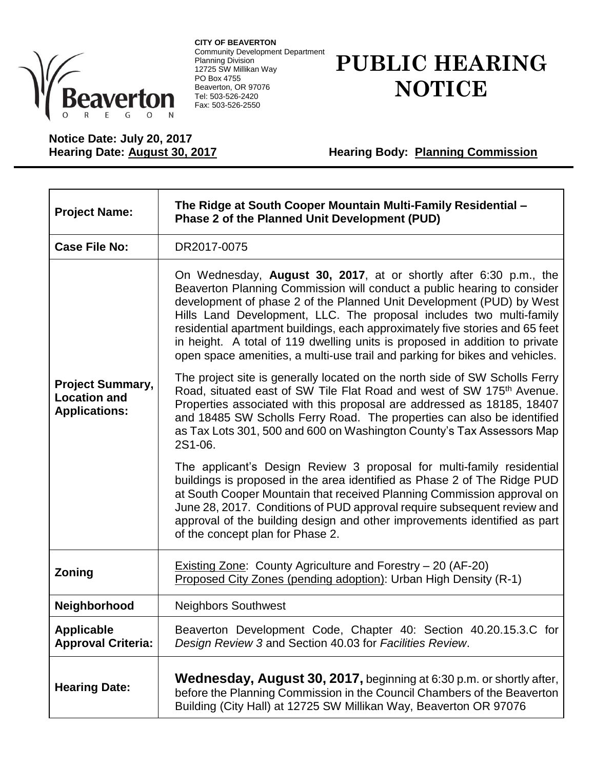**CITY OF BEAVERTON**
Community Development Department
Planning Division
12725 SW Millikan Way
PO Box 4755
Beaverton, OR 97076
Tel: 503-526-2420
Fax: 503-526-2550

# PUBLIC HEARING NOTICE

**Notice Date: July 20, 2017**
**Hearing Date: August 30, 2017** **Hearing Body: Planning Commission**

| | |
|---|---|
| **Project Name:** | **The Ridge at South Cooper Mountain Multi-Family Residential – Phase 2 of the Planned Unit Development (PUD)** |
| **Case File No:** | DR2017-0075 |
| **Project Summary, Location and Applications:** | On Wednesday, **August 30, 2017**, at or shortly after 6:30 p.m., the Beaverton Planning Commission will conduct a public hearing to consider development of phase 2 of the Planned Unit Development (PUD) by West Hills Land Development, LLC. The proposal includes two multi-family residential apartment buildings, each approximately five stories and 65 feet in height. A total of 119 dwelling units is proposed in addition to private open space amenities, a multi-use trail and parking for bikes and vehicles.<br><br>The project site is generally located on the north side of SW Scholls Ferry Road, situated east of SW Tile Flat Road and west of SW 175th Avenue. Properties associated with this proposal are addressed as 18185, 18407 and 18485 SW Scholls Ferry Road. The properties can also be identified as Tax Lots 301, 500 and 600 on Washington County's Tax Assessors Map 2S1-06.<br><br>The applicant's Design Review 3 proposal for multi-family residential buildings is proposed in the area identified as Phase 2 of The Ridge PUD at South Cooper Mountain that received Planning Commission approval on June 28, 2017. Conditions of PUD approval require subsequent review and approval of the building design and other improvements identified as part of the concept plan for Phase 2. |
| **Zoning** | Existing Zone: County Agriculture and Forestry – 20 (AF-20)<br>Proposed City Zones (pending adoption): Urban High Density (R-1) |
| **Neighborhood** | Neighbors Southwest |
| **Applicable Approval Criteria:** | Beaverton Development Code, Chapter 40: Section 40.20.15.3.C for *Design Review 3* and Section 40.03 for *Facilities Review*. |
| **Hearing Date:** | **Wednesday, August 30, 2017,** beginning at 6:30 p.m. or shortly after, before the Planning Commission in the Council Chambers of the Beaverton Building (City Hall) at 12725 SW Millikan Way, Beaverton OR 97076 |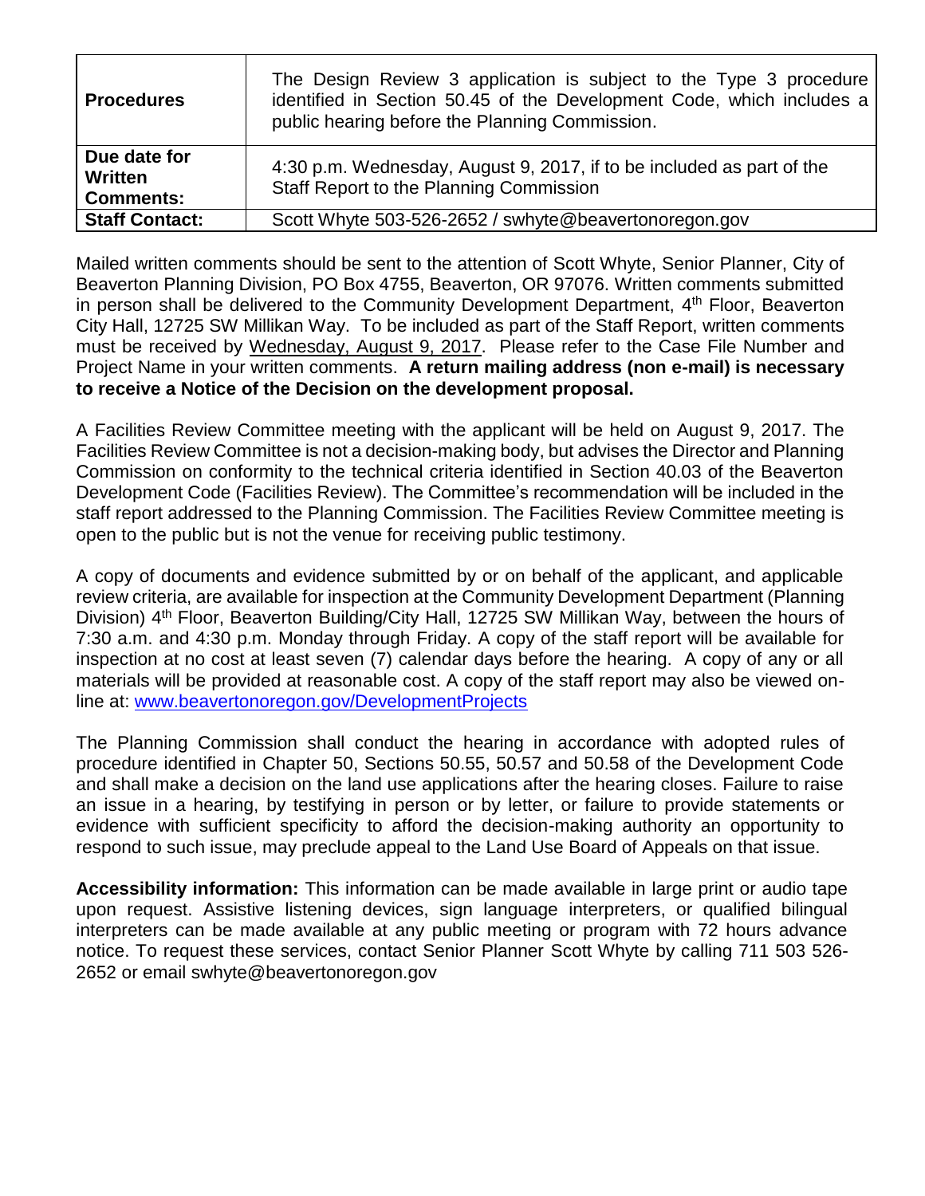| | |
|---|---|
| **Procedures** | The Design Review 3 application is subject to the Type 3 procedure identified in Section 50.45 of the Development Code, which includes a public hearing before the Planning Commission. |
| **Due date for Written Comments:** | 4:30 p.m. Wednesday, August 9, 2017, if to be included as part of the Staff Report to the Planning Commission |
| **Staff Contact:** | Scott Whyte 503-526-2652 / swhyte@beavertonoregon.gov |

Mailed written comments should be sent to the attention of Scott Whyte, Senior Planner, City of Beaverton Planning Division, PO Box 4755, Beaverton, OR 97076. Written comments submitted in person shall be delivered to the Community Development Department, 4th Floor, Beaverton City Hall, 12725 SW Millikan Way. To be included as part of the Staff Report, written comments must be received by Wednesday, August 9, 2017. Please refer to the Case File Number and Project Name in your written comments. **A return mailing address (non e-mail) is necessary to receive a Notice of the Decision on the development proposal.**

A Facilities Review Committee meeting with the applicant will be held on August 9, 2017. The Facilities Review Committee is not a decision-making body, but advises the Director and Planning Commission on conformity to the technical criteria identified in Section 40.03 of the Beaverton Development Code (Facilities Review). The Committee's recommendation will be included in the staff report addressed to the Planning Commission. The Facilities Review Committee meeting is open to the public but is not the venue for receiving public testimony.

A copy of documents and evidence submitted by or on behalf of the applicant, and applicable review criteria, are available for inspection at the Community Development Department (Planning Division) 4th Floor, Beaverton Building/City Hall, 12725 SW Millikan Way, between the hours of 7:30 a.m. and 4:30 p.m. Monday through Friday. A copy of the staff report will be available for inspection at no cost at least seven (7) calendar days before the hearing. A copy of any or all materials will be provided at reasonable cost. A copy of the staff report may also be viewed on-line at: www.beavertonoregon.gov/DevelopmentProjects

The Planning Commission shall conduct the hearing in accordance with adopted rules of procedure identified in Chapter 50, Sections 50.55, 50.57 and 50.58 of the Development Code and shall make a decision on the land use applications after the hearing closes. Failure to raise an issue in a hearing, by testifying in person or by letter, or failure to provide statements or evidence with sufficient specificity to afford the decision-making authority an opportunity to respond to such issue, may preclude appeal to the Land Use Board of Appeals on that issue.

**Accessibility information:** This information can be made available in large print or audio tape upon request. Assistive listening devices, sign language interpreters, or qualified bilingual interpreters can be made available at any public meeting or program with 72 hours advance notice. To request these services, contact Senior Planner Scott Whyte by calling 711 503 526-2652 or email swhyte@beavertonoregon.gov